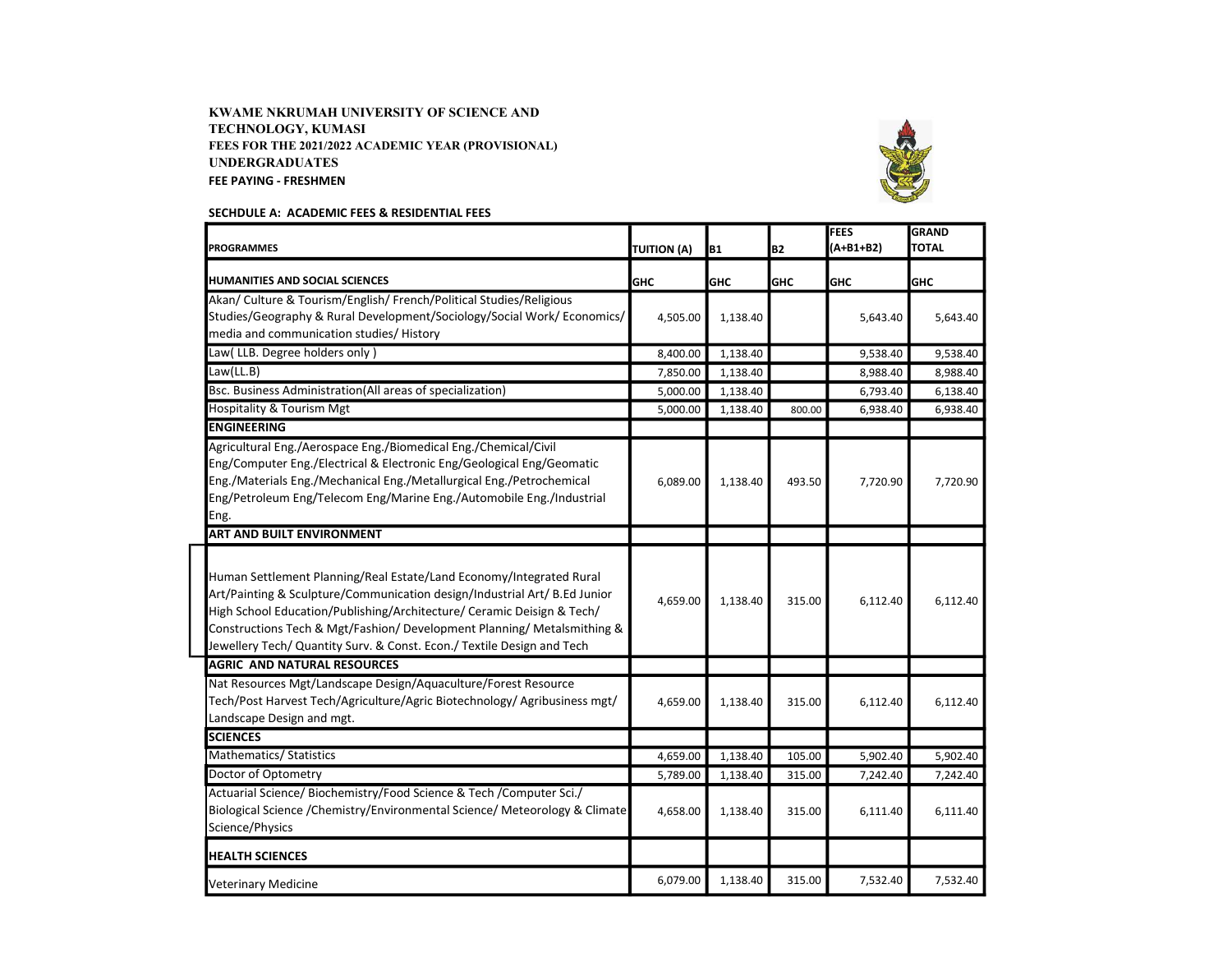**KWAME NKRUMAH UNIVERSITY OF SCIENCE AND TECHNOLOGY, KUMASI**
**FEES FOR THE 2021/2022 ACADEMIC YEAR (PROVISIONAL)**
**UNDERGRADUATES**
**FEE PAYING - FRESHMEN**

**SECHDULE A: ACADEMIC FEES & RESIDENTIAL FEES**

| PROGRAMMES | TUITION (A) | B1 | B2 | FEES (A+B1+B2) | GRAND TOTAL |
|---|---|---|---|---|---|
| **HUMANITIES AND SOCIAL SCIENCES** | GHC | GHC | GHC | GHC | GHC |
| Akan/ Culture & Tourism/English/ French/Political Studies/Religious Studies/Geography & Rural Development/Sociology/Social Work/ Economics/ media and communication studies/ History | 4,505.00 | 1,138.40 | | 5,643.40 | 5,643.40 |
| Law( LLB. Degree holders only ) | 8,400.00 | 1,138.40 | | 9,538.40 | 9,538.40 |
| Law(LL.B) | 7,850.00 | 1,138.40 | | 8,988.40 | 8,988.40 |
| Bsc. Business Administration(All areas of specialization) | 5,000.00 | 1,138.40 | | 6,793.40 | 6,138.40 |
| Hospitality & Tourism Mgt | 5,000.00 | 1,138.40 | 800.00 | 6,938.40 | 6,938.40 |
| **ENGINEERING** | | | | | |
| Agricultural Eng./Aerospace Eng./Biomedical Eng./Chemical/Civil Eng/Computer Eng./Electrical & Electronic Eng/Geological Eng/Geomatic Eng./Materials Eng./Mechanical Eng./Metallurgical Eng./Petrochemical Eng/Petroleum Eng/Telecom Eng/Marine Eng./Automobile Eng./Industrial Eng. | 6,089.00 | 1,138.40 | 493.50 | 7,720.90 | 7,720.90 |
| **ART AND BUILT ENVIRONMENT** | | | | | |
| Human Settlement Planning/Real Estate/Land Economy/Integrated Rural Art/Painting & Sculpture/Communication design/Industrial Art/ B.Ed Junior High School Education/Publishing/Architecture/ Ceramic Deisign & Tech/ Constructions Tech & Mgt/Fashion/ Development Planning/ Metalsmithing & Jewellery Tech/ Quantity Surv. & Const. Econ./ Textile Design and Tech | 4,659.00 | 1,138.40 | 315.00 | 6,112.40 | 6,112.40 |
| **AGRIC AND NATURAL RESOURCES** | | | | | |
| Nat Resources Mgt/Landscape Design/Aquaculture/Forest Resource Tech/Post Harvest Tech/Agriculture/Agric Biotechnology/ Agribusiness mgt/ Landscape Design and mgt. | 4,659.00 | 1,138.40 | 315.00 | 6,112.40 | 6,112.40 |
| **SCIENCES** | | | | | |
| Mathematics/ Statistics | 4,659.00 | 1,138.40 | 105.00 | 5,902.40 | 5,902.40 |
| Doctor of Optometry | 5,789.00 | 1,138.40 | 315.00 | 7,242.40 | 7,242.40 |
| Actuarial Science/ Biochemistry/Food Science & Tech /Computer Sci./ Biological Science /Chemistry/Environmental Science/ Meteorology & Climate Science/Physics | 4,658.00 | 1,138.40 | 315.00 | 6,111.40 | 6,111.40 |
| **HEALTH SCIENCES** | | | | | |
| Veterinary Medicine | 6,079.00 | 1,138.40 | 315.00 | 7,532.40 | 7,532.40 |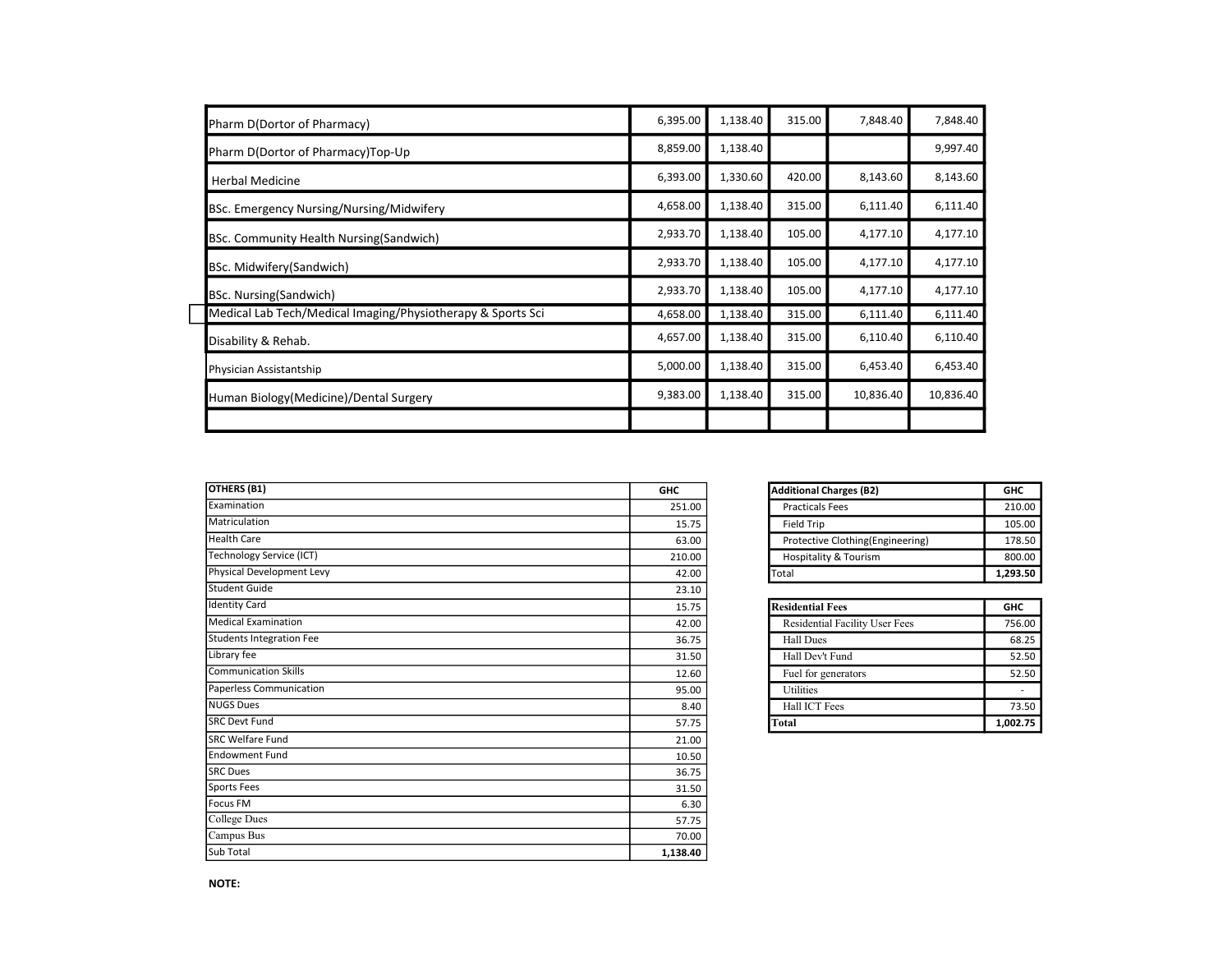| | | | | | |
|---|---|---|---|---|---|
| Pharm D(Dortor of Pharmacy) | 6,395.00 | 1,138.40 | 315.00 | 7,848.40 | 7,848.40 |
| Pharm D(Dortor of Pharmacy)Top-Up | 8,859.00 | 1,138.40 | | | 9,997.40 |
| Herbal Medicine | 6,393.00 | 1,330.60 | 420.00 | 8,143.60 | 8,143.60 |
| BSc. Emergency Nursing/Nursing/Midwifery | 4,658.00 | 1,138.40 | 315.00 | 6,111.40 | 6,111.40 |
| BSc. Community Health Nursing(Sandwich) | 2,933.70 | 1,138.40 | 105.00 | 4,177.10 | 4,177.10 |
| BSc. Midwifery(Sandwich) | 2,933.70 | 1,138.40 | 105.00 | 4,177.10 | 4,177.10 |
| BSc. Nursing(Sandwich) | 2,933.70 | 1,138.40 | 105.00 | 4,177.10 | 4,177.10 |
| Medical Lab Tech/Medical Imaging/Physiotherapy & Sports Sci | 4,658.00 | 1,138.40 | 315.00 | 6,111.40 | 6,111.40 |
| Disability & Rehab. | 4,657.00 | 1,138.40 | 315.00 | 6,110.40 | 6,110.40 |
| Physician Assistantship | 5,000.00 | 1,138.40 | 315.00 | 6,453.40 | 6,453.40 |
| Human Biology(Medicine)/Dental Surgery | 9,383.00 | 1,138.40 | 315.00 | 10,836.40 | 10,836.40 |
| | | | | | |

| OTHERS (B1) | GHC |
|---|---|
| Examination | 251.00 |
| Matriculation | 15.75 |
| Health Care | 63.00 |
| Technology Service (ICT) | 210.00 |
| Physical Development Levy | 42.00 |
| Student Guide | 23.10 |
| Identity Card | 15.75 |
| Medical Examination | 42.00 |
| Students Integration Fee | 36.75 |
| Library fee | 31.50 |
| Communication Skills | 12.60 |
| Paperless Communication | 95.00 |
| NUGS Dues | 8.40 |
| SRC Devt Fund | 57.75 |
| SRC Welfare Fund | 21.00 |
| Endowment Fund | 10.50 |
| SRC Dues | 36.75 |
| Sports Fees | 31.50 |
| Focus FM | 6.30 |
| College Dues | 57.75 |
| Campus Bus | 70.00 |
| Sub Total | **1,138.40** |

| Additional Charges (B2) | GHC |
|---|---|
| Practicals Fees | 210.00 |
| Field Trip | 105.00 |
| Protective Clothing(Engineering) | 178.50 |
| Hospitality & Tourism | 800.00 |
| Total | **1,293.50** |

| Residential Fees | GHC |
|---|---|
| Residential Facility User Fees | 756.00 |
| Hall Dues | 68.25 |
| Hall Dev't Fund | 52.50 |
| Fuel for generators | 52.50 |
| Utilities | - |
| Hall ICT Fees | 73.50 |
| **Total** | **1,002.75** |

**NOTE:**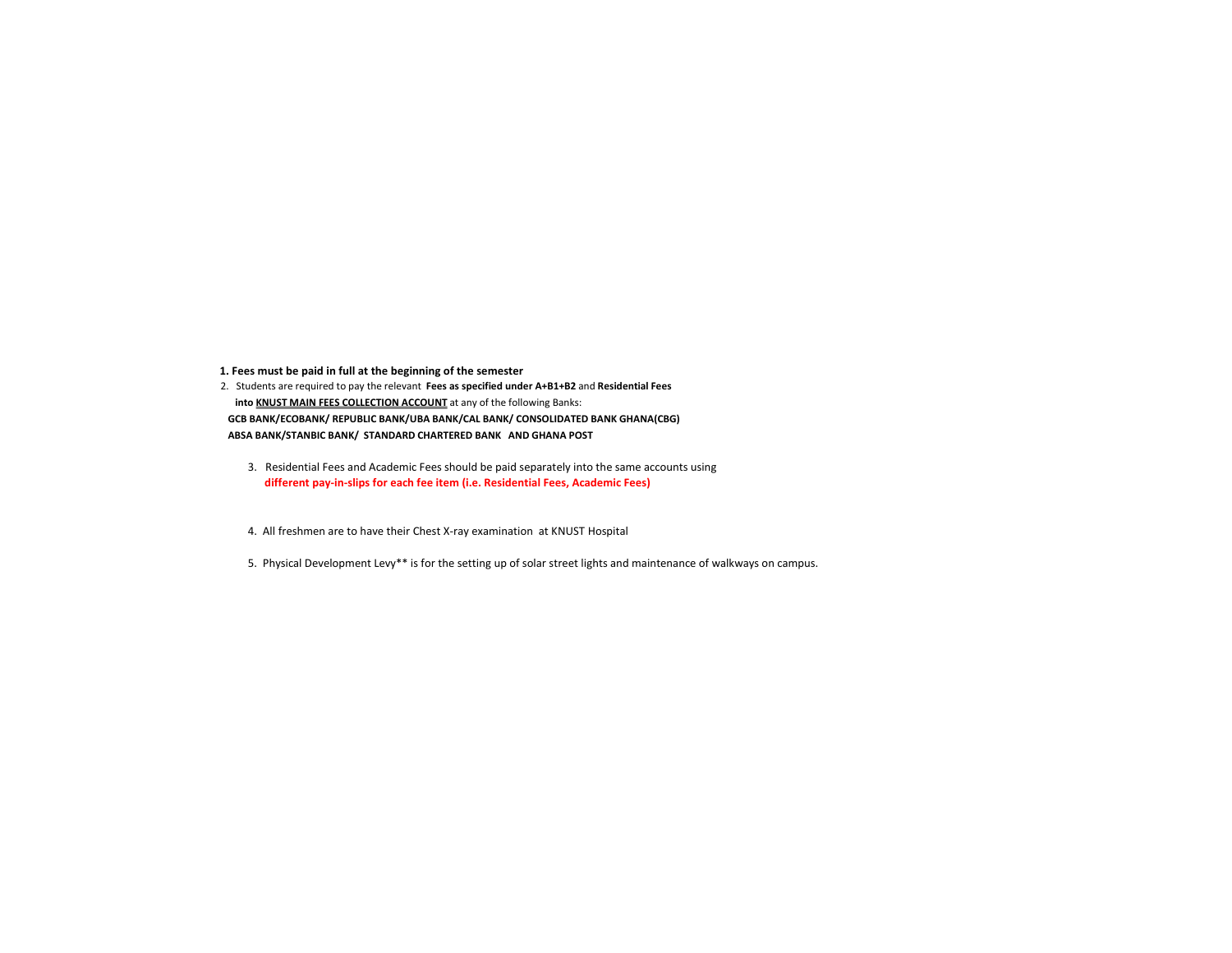1. **Fees must be paid in full at the beginning of the semester**
2. Students are required to pay the relevant **Fees as specified under A+B1+B2** and **Residential Fees into KNUST MAIN FEES COLLECTION ACCOUNT** at any of the following Banks:
   **GCB BANK/ECOBANK/ REPUBLIC BANK/UBA BANK/CAL BANK/ CONSOLIDATED BANK GHANA(CBG) ABSA BANK/STANBIC BANK/ STANDARD CHARTERED BANK AND GHANA POST**

3. Residential Fees and Academic Fees should be paid separately into the same accounts using **different pay-in-slips for each fee item (i.e. Residential Fees, Academic Fees)**

4. All freshmen are to have their Chest X-ray examination at KNUST Hospital

5. Physical Development Levy** is for the setting up of solar street lights and maintenance of walkways on campus.